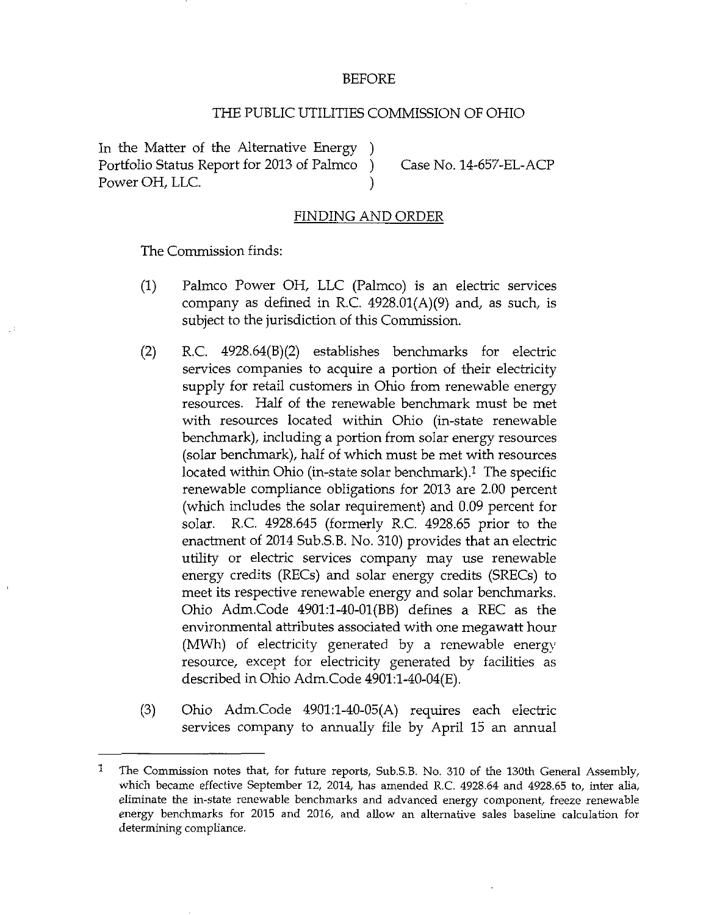BEFORE

THE PUBLIC UTILITIES COMMISSION OF OHIO

In the Matter of the Alternative Energy Portfolio Status Report for 2013 of Palmco Power OH, LLC. ) ) ) Case No. 14-657-EL-ACP

FINDING AND ORDER

The Commission finds:

(1) Palmco Power OH, LLC (Palmco) is an electric services company as defined in R.C. 4928.01(A)(9) and, as such, is subject to the jurisdiction of this Commission.

(2) R.C. 4928.64(B)(2) establishes benchmarks for electric services companies to acquire a portion of their electricity supply for retail customers in Ohio from renewable energy resources. Half of the renewable benchmark must be met with resources located within Ohio (in-state renewable benchmark), including a portion from solar energy resources (solar benchmark), half of which must be met with resources located within Ohio (in-state solar benchmark).[1] The specific renewable compliance obligations for 2013 are 2.00 percent (which includes the solar requirement) and 0.09 percent for solar. R.C. 4928.645 (formerly R.C. 4928.65 prior to the enactment of 2014 Sub.S.B. No. 310) provides that an electric utility or electric services company may use renewable energy credits (RECs) and solar energy credits (SRECs) to meet its respective renewable energy and solar benchmarks. Ohio Adm.Code 4901:1-40-01(BB) defines a REC as the environmental attributes associated with one megawatt hour (MWh) of electricity generated by a renewable energy resource, except for electricity generated by facilities as described in Ohio Adm.Code 4901:1-40-04(E).

(3) Ohio Adm.Code 4901:1-40-05(A) requires each electric services company to annually file by April 15 an annual

[1] The Commission notes that, for future reports, Sub.S.B. No. 310 of the 130th General Assembly, which became effective September 12, 2014, has amended R.C. 4928.64 and 4928.65 to, inter alia, eliminate the in-state renewable benchmarks and advanced energy component, freeze renewable energy benchmarks for 2015 and 2016, and allow an alternative sales baseline calculation for determining compliance.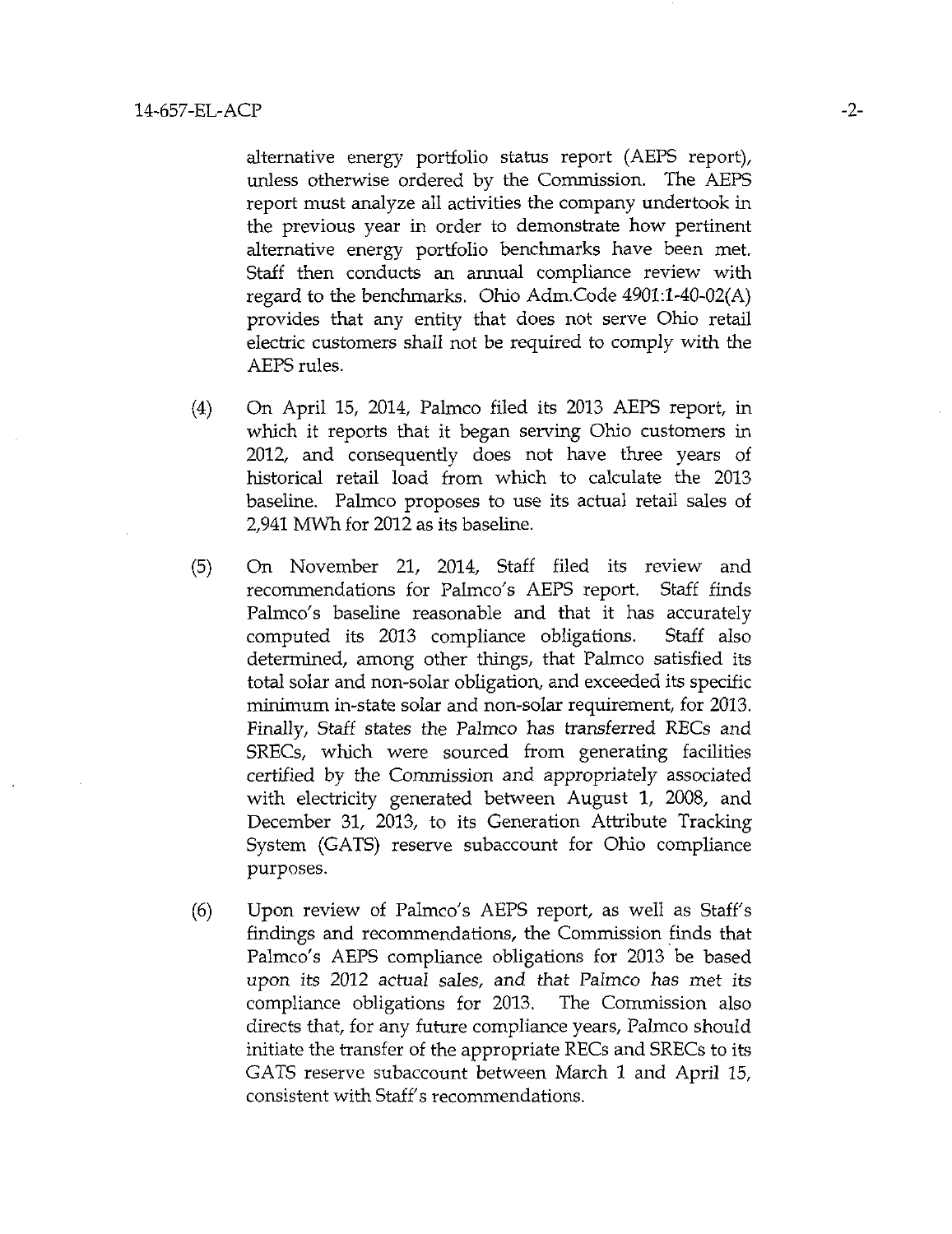alternative energy portfolio status report (AEPS report), unless otherwise ordered by the Commission. The AEPS report must analyze all activities the company undertook in the previous year in order to demonstrate how pertinent alternative energy portfolio benchmarks have been met. Staff then conducts an annual compliance review with regard to the benchmarks. Ohio Adm.Code 4901:1-40-02(A) provides that any entity that does not serve Ohio retail electric customers shall not be required to comply with the AEPS rules.

(4) On April 15, 2014, Palmco filed its 2013 AEPS report, in which it reports that it began serving Ohio customers in 2012, and consequently does not have three years of historical retail load from which to calculate the 2013 baseline. Palmco proposes to use its actual retail sales of 2,941 MWh for 2012 as its baseline.

(5) On November 21, 2014, Staff filed its review and recommendations for Palmco's AEPS report. Staff finds Palmco's baseline reasonable and that it has accurately computed its 2013 compliance obligations. Staff also determined, among other things, that Palmco satisfied its total solar and non-solar obligation, and exceeded its specific minimum in-state solar and non-solar requirement, for 2013. Finally, Staff states the Palmco has transferred RECs and SRECs, which were sourced from generating facilities certified by the Commission and appropriately associated with electricity generated between August 1, 2008, and December 31, 2013, to its Generation Attribute Tracking System (GATS) reserve subaccount for Ohio compliance purposes.

(6) Upon review of Palmco's AEPS report, as well as Staff's findings and recommendations, the Commission finds that Palmco's AEPS compliance obligations for 2013 be based upon its 2012 actual sales, and that Palmco has met its compliance obligations for 2013. The Commission also directs that, for any future compliance years, Palmco should initiate the transfer of the appropriate RECs and SRECs to its GATS reserve subaccount between March 1 and April 15, consistent with Staff's recommendations.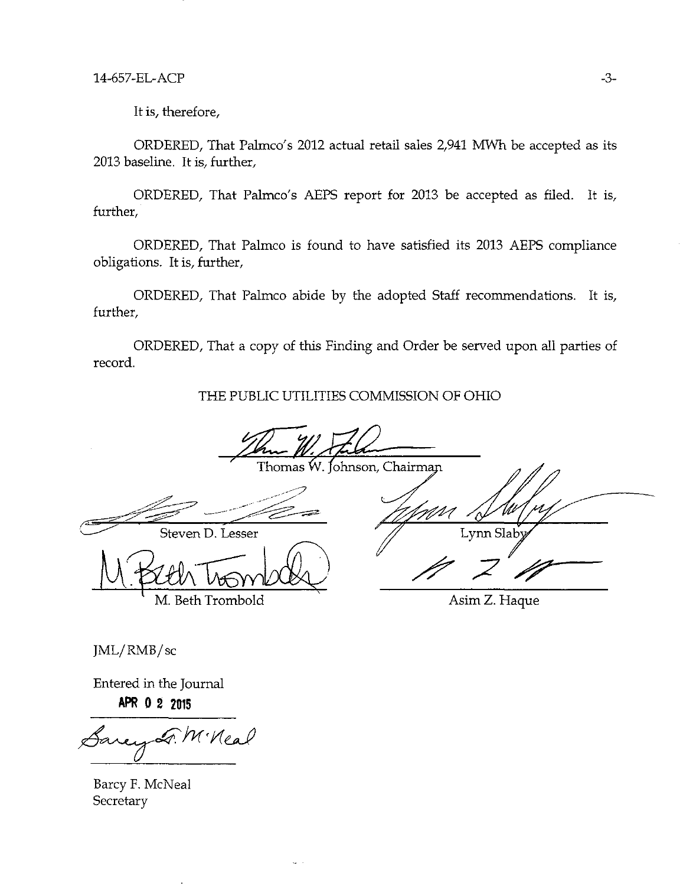It is, therefore,

ORDERED, That Palmco's 2012 actual retail sales 2,941 MWh be accepted as its 2013 baseline. It is, further,

ORDERED, That Palmco's AEPS report for 2013 be accepted as filed. It is, further,

ORDERED, That Palmco is found to have satisfied its 2013 AEPS compliance obligations. It is, further,

ORDERED, That Palmco abide by the adopted Staff recommendations. It is, further,

ORDERED, That a copy of this Finding and Order be served upon all parties of record.

THE PUBLIC UTILITIES COMMISSION OF OHIO

Thomas W. Johnson, Chairman

Steven D. Lesser

Lynn Slaby

M. Beth Trombold

Asim Z. Haque

JML/RMB/sc

Entered in the Journal

**APR 0 2 2015**

Barcy F. McNeal
Secretary